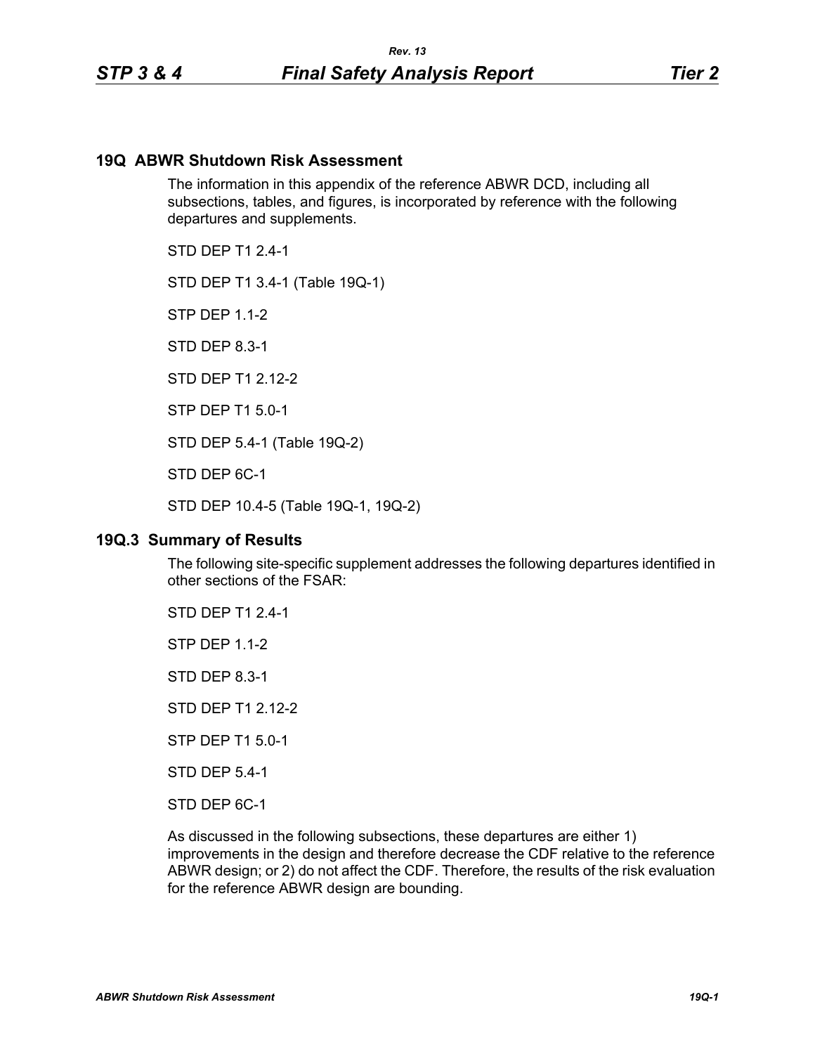## 19Q ABWR Shutdown Risk Assessment

The information in this appendix of the reference ABWR DCD, including all subsections, tables, and figures, is incorporated by reference with the following departures and supplements.

STD DEP T1 2.4-1

STD DEP T1 3.4-1 (Table 19Q-1)

STP DEP 1.1-2

STD DEP 8.3-1

STD DEP T1 2.12-2

STP DEP T1 5.0-1

STD DEP 5.4-1 (Table 19Q-2)

STD DEP 6C-1

STD DEP 10.4-5 (Table 19Q-1, 19Q-2)

### 19Q.3 Summary of Results

The following site-specific supplement addresses the following departures identified in other sections of the FSAR:

STD DEP T1 2.4-1

STP DEP 1.1-2

STD DEP 8.3-1

STD DEP T1 2.12-2

STP DEP T1 5.0-1

STD DEP 5.4-1

STD DEP 6C-1

As discussed in the following subsections, these departures are either 1) improvements in the design and therefore decrease the CDF relative to the reference ABWR design; or 2) do not affect the CDF. Therefore, the results of the risk evaluation for the reference ABWR design are bounding.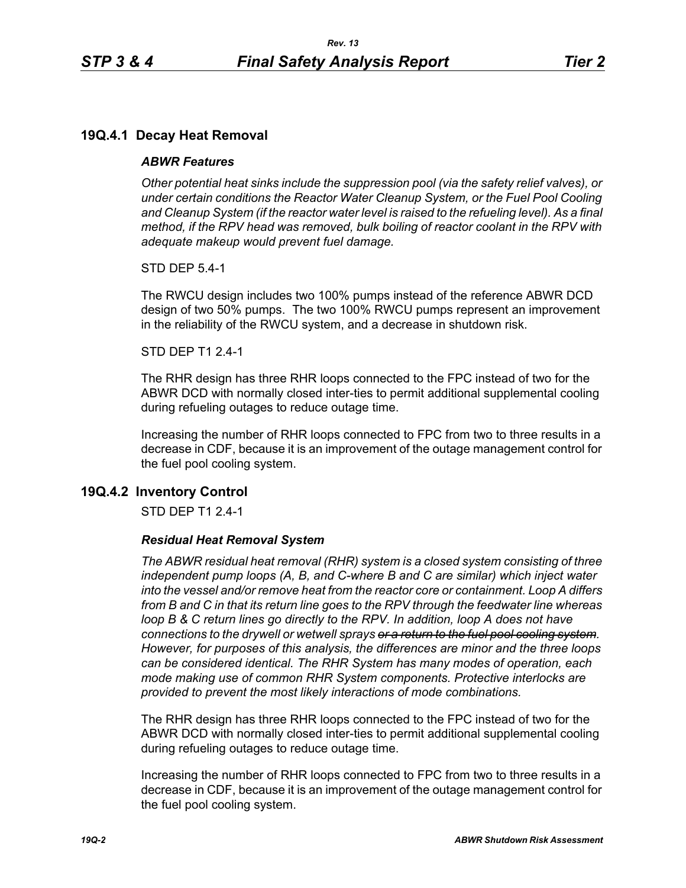## 19Q.4.1 Decay Heat Removal

### *ABWR Features*

*Other potential heat sinks include the suppression pool (via the safety relief valves), or under certain conditions the Reactor Water Cleanup System, or the Fuel Pool Cooling and Cleanup System (if the reactor water level is raised to the refueling level). As a final method, if the RPV head was removed, bulk boiling of reactor coolant in the RPV with adequate makeup would prevent fuel damage.*

STD DEP 5.4-1

The RWCU design includes two 100% pumps instead of the reference ABWR DCD design of two 50% pumps. The two 100% RWCU pumps represent an improvement in the reliability of the RWCU system, and a decrease in shutdown risk.

STD DEP T1 2.4-1

The RHR design has three RHR loops connected to the FPC instead of two for the ABWR DCD with normally closed inter-ties to permit additional supplemental cooling during refueling outages to reduce outage time.

Increasing the number of RHR loops connected to FPC from two to three results in a decrease in CDF, because it is an improvement of the outage management control for the fuel pool cooling system.

## 19Q.4.2 Inventory Control

STD DEP T1 2.4-1

### *Residual Heat Removal System*

*The ABWR residual heat removal (RHR) system is a closed system consisting of three independent pump loops (A, B, and C-where B and C are similar) which inject water into the vessel and/or remove heat from the reactor core or containment. Loop A differs from B and C in that its return line goes to the RPV through the feedwater line whereas loop B & C return lines go directly to the RPV. In addition, loop A does not have connections to the drywell or wetwell sprays ~~or a return to the fuel pool cooling system~~. However, for purposes of this analysis, the differences are minor and the three loops can be considered identical. The RHR System has many modes of operation, each mode making use of common RHR System components. Protective interlocks are provided to prevent the most likely interactions of mode combinations.*

The RHR design has three RHR loops connected to the FPC instead of two for the ABWR DCD with normally closed inter-ties to permit additional supplemental cooling during refueling outages to reduce outage time.

Increasing the number of RHR loops connected to FPC from two to three results in a decrease in CDF, because it is an improvement of the outage management control for the fuel pool cooling system.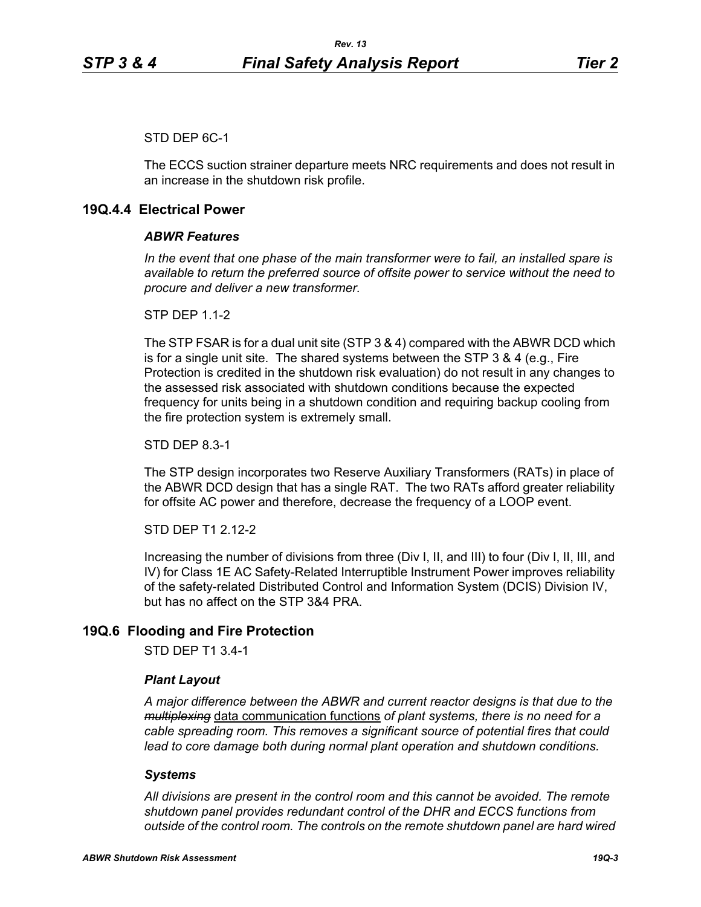STD DEP 6C-1

The ECCS suction strainer departure meets NRC requirements and does not result in an increase in the shutdown risk profile.

## 19Q.4.4 Electrical Power

### *ABWR Features*

*In the event that one phase of the main transformer were to fail, an installed spare is available to return the preferred source of offsite power to service without the need to procure and deliver a new transformer.*

STP DEP 1.1-2

The STP FSAR is for a dual unit site (STP 3 & 4) compared with the ABWR DCD which is for a single unit site. The shared systems between the STP 3 & 4 (e.g., Fire Protection is credited in the shutdown risk evaluation) do not result in any changes to the assessed risk associated with shutdown conditions because the expected frequency for units being in a shutdown condition and requiring backup cooling from the fire protection system is extremely small.

STD DEP 8.3-1

The STP design incorporates two Reserve Auxiliary Transformers (RATs) in place of the ABWR DCD design that has a single RAT. The two RATs afford greater reliability for offsite AC power and therefore, decrease the frequency of a LOOP event.

STD DEP T1 2.12-2

Increasing the number of divisions from three (Div I, II, and III) to four (Div I, II, III, and IV) for Class 1E AC Safety-Related Interruptible Instrument Power improves reliability of the safety-related Distributed Control and Information System (DCIS) Division IV, but has no affect on the STP 3&4 PRA.

## 19Q.6 Flooding and Fire Protection

STD DEP T1 3.4-1

### *Plant Layout*

*A major difference between the ABWR and current reactor designs is that due to the ~~multiplexing~~* data communication functions *of plant systems, there is no need for a cable spreading room. This removes a significant source of potential fires that could lead to core damage both during normal plant operation and shutdown conditions.*

### *Systems*

*All divisions are present in the control room and this cannot be avoided. The remote shutdown panel provides redundant control of the DHR and ECCS functions from outside of the control room. The controls on the remote shutdown panel are hard wired*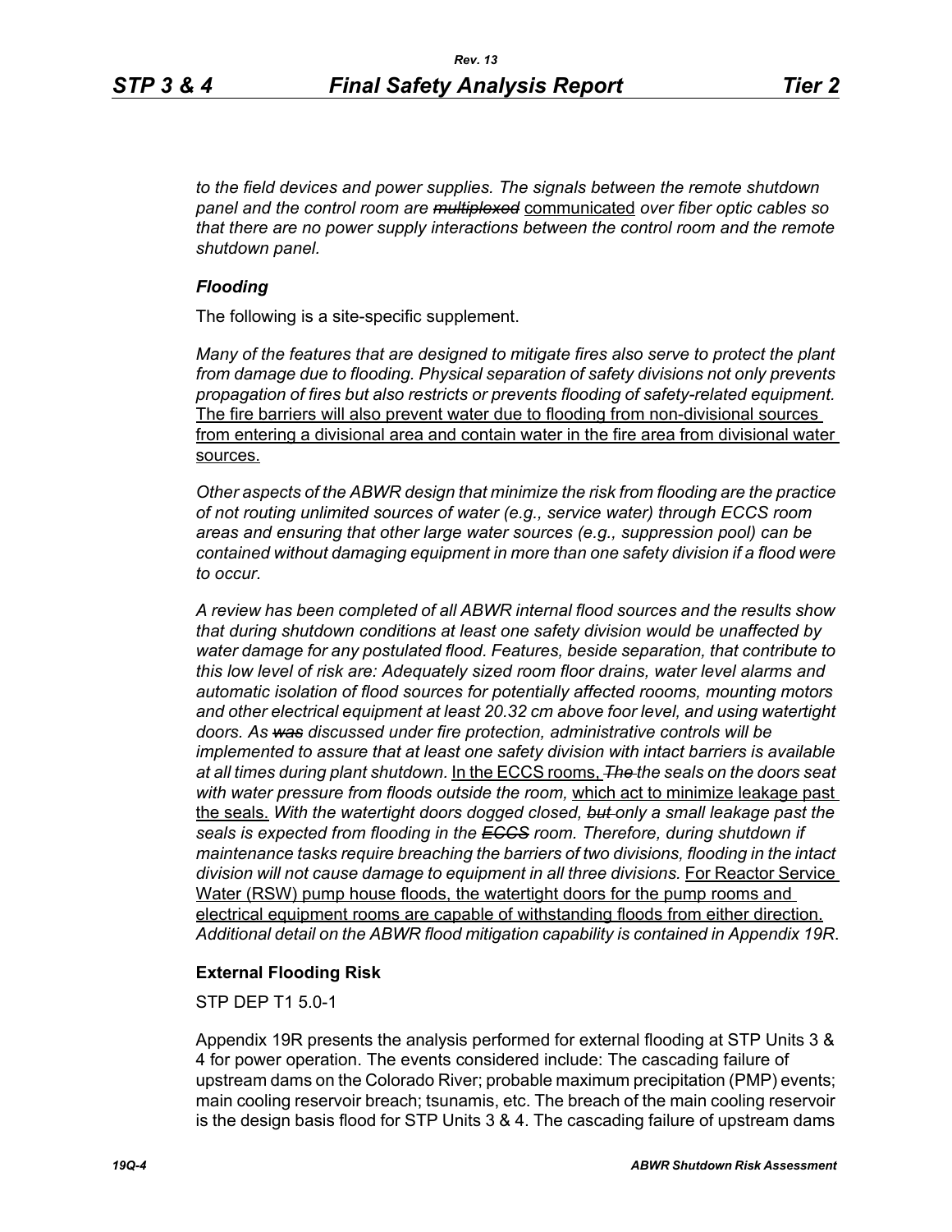*to the field devices and power supplies. The signals between the remote shutdown panel and the control room are ~~multiplexed~~* communicated *over fiber optic cables so that there are no power supply interactions between the control room and the remote shutdown panel.*

### *Flooding*

The following is a site-specific supplement.

*Many of the features that are designed to mitigate fires also serve to protect the plant from damage due to flooding. Physical separation of safety divisions not only prevents propagation of fires but also restricts or prevents flooding of safety-related equipment.* The fire barriers will also prevent water due to flooding from non-divisional sources from entering a divisional area and contain water in the fire area from divisional water sources.

*Other aspects of the ABWR design that minimize the risk from flooding are the practice of not routing unlimited sources of water (e.g., service water) through ECCS room areas and ensuring that other large water sources (e.g., suppression pool) can be contained without damaging equipment in more than one safety division if a flood were to occur.*

*A review has been completed of all ABWR internal flood sources and the results show that during shutdown conditions at least one safety division would be unaffected by water damage for any postulated flood. Features, beside separation, that contribute to this low level of risk are: Adequately sized room floor drains, water level alarms and automatic isolation of flood sources for potentially affected roooms, mounting motors and other electrical equipment at least 20.32 cm above foor level, and using watertight doors. As ~~was~~ discussed under fire protection, administrative controls will be implemented to assure that at least one safety division with intact barriers is available at all times during plant shutdown.* In the ECCS rooms, *~~The~~ the seals on the doors seat with water pressure from floods outside the room,* which act to minimize leakage past the seals. *With the watertight doors dogged closed, ~~but~~ only a small leakage past the seals is expected from flooding in the ~~ECCS~~ room. Therefore, during shutdown if maintenance tasks require breaching the barriers of two divisions, flooding in the intact division will not cause damage to equipment in all three divisions.* For Reactor Service Water (RSW) pump house floods, the watertight doors for the pump rooms and electrical equipment rooms are capable of withstanding floods from either direction. *Additional detail on the ABWR flood mitigation capability is contained in Appendix 19R.*

### External Flooding Risk

STP DEP T1 5.0-1

Appendix 19R presents the analysis performed for external flooding at STP Units 3 & 4 for power operation. The events considered include: The cascading failure of upstream dams on the Colorado River; probable maximum precipitation (PMP) events; main cooling reservoir breach; tsunamis, etc. The breach of the main cooling reservoir is the design basis flood for STP Units 3 & 4. The cascading failure of upstream dams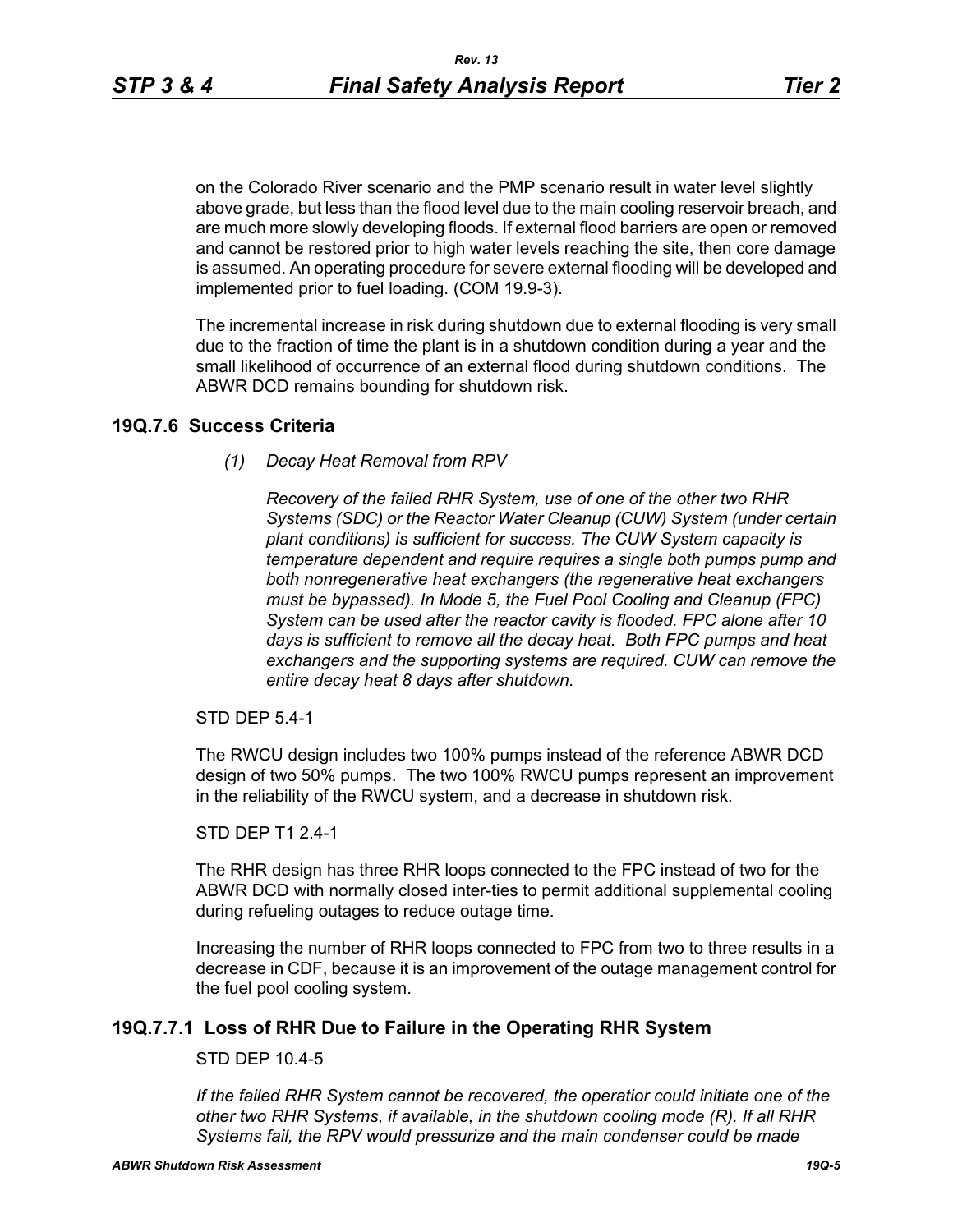on the Colorado River scenario and the PMP scenario result in water level slightly above grade, but less than the flood level due to the main cooling reservoir breach, and are much more slowly developing floods. If external flood barriers are open or removed and cannot be restored prior to high water levels reaching the site, then core damage is assumed. An operating procedure for severe external flooding will be developed and implemented prior to fuel loading. (COM 19.9-3).

The incremental increase in risk during shutdown due to external flooding is very small due to the fraction of time the plant is in a shutdown condition during a year and the small likelihood of occurrence of an external flood during shutdown conditions. The ABWR DCD remains bounding for shutdown risk.

## 19Q.7.6 Success Criteria

*(1) Decay Heat Removal from RPV*

*Recovery of the failed RHR System, use of one of the other two RHR Systems (SDC) or the Reactor Water Cleanup (CUW) System (under certain plant conditions) is sufficient for success. The CUW System capacity is temperature dependent and require requires a single both pumps pump and both nonregenerative heat exchangers (the regenerative heat exchangers must be bypassed). In Mode 5, the Fuel Pool Cooling and Cleanup (FPC) System can be used after the reactor cavity is flooded. FPC alone after 10 days is sufficient to remove all the decay heat. Both FPC pumps and heat exchangers and the supporting systems are required. CUW can remove the entire decay heat 8 days after shutdown.*

STD DEP 5.4-1

The RWCU design includes two 100% pumps instead of the reference ABWR DCD design of two 50% pumps. The two 100% RWCU pumps represent an improvement in the reliability of the RWCU system, and a decrease in shutdown risk.

STD DEP T1 2.4-1

The RHR design has three RHR loops connected to the FPC instead of two for the ABWR DCD with normally closed inter-ties to permit additional supplemental cooling during refueling outages to reduce outage time.

Increasing the number of RHR loops connected to FPC from two to three results in a decrease in CDF, because it is an improvement of the outage management control for the fuel pool cooling system.

## 19Q.7.7.1 Loss of RHR Due to Failure in the Operating RHR System

STD DEP 10.4-5

*If the failed RHR System cannot be recovered, the operatior could initiate one of the other two RHR Systems, if available, in the shutdown cooling mode (R). If all RHR Systems fail, the RPV would pressurize and the main condenser could be made*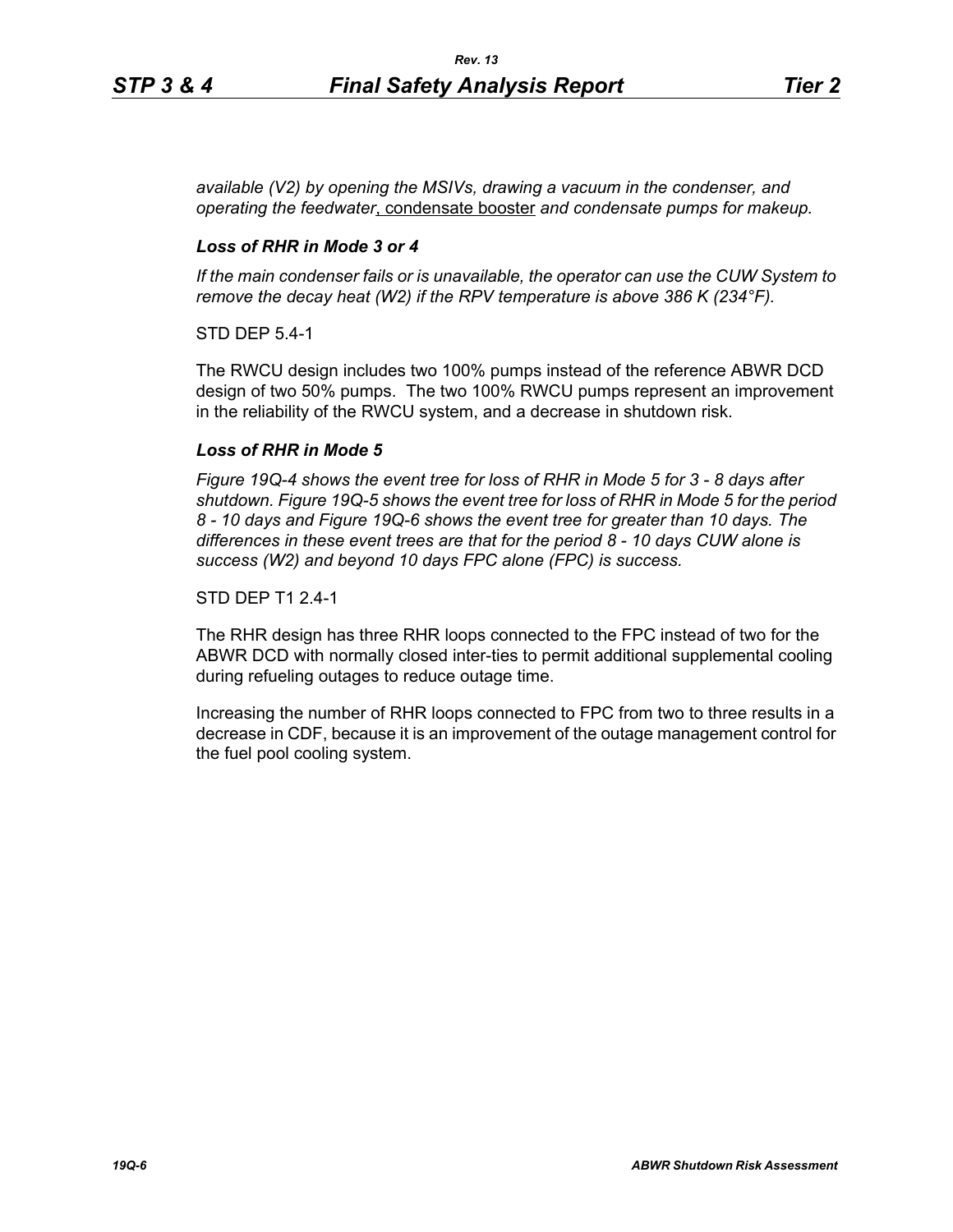*available (V2) by opening the MSIVs, drawing a vacuum in the condenser, and operating the feedwater*, condensate booster *and condensate pumps for makeup.*

***Loss of RHR in Mode 3 or 4***

*If the main condenser fails or is unavailable, the operator can use the CUW System to remove the decay heat (W2) if the RPV temperature is above 386 K (234°F).*

STD DEP 5.4-1

The RWCU design includes two 100% pumps instead of the reference ABWR DCD design of two 50% pumps. The two 100% RWCU pumps represent an improvement in the reliability of the RWCU system, and a decrease in shutdown risk.

***Loss of RHR in Mode 5***

*Figure 19Q-4 shows the event tree for loss of RHR in Mode 5 for 3 - 8 days after shutdown. Figure 19Q-5 shows the event tree for loss of RHR in Mode 5 for the period 8 - 10 days and Figure 19Q-6 shows the event tree for greater than 10 days. The differences in these event trees are that for the period 8 - 10 days CUW alone is success (W2) and beyond 10 days FPC alone (FPC) is success.*

STD DEP T1 2.4-1

The RHR design has three RHR loops connected to the FPC instead of two for the ABWR DCD with normally closed inter-ties to permit additional supplemental cooling during refueling outages to reduce outage time.

Increasing the number of RHR loops connected to FPC from two to three results in a decrease in CDF, because it is an improvement of the outage management control for the fuel pool cooling system.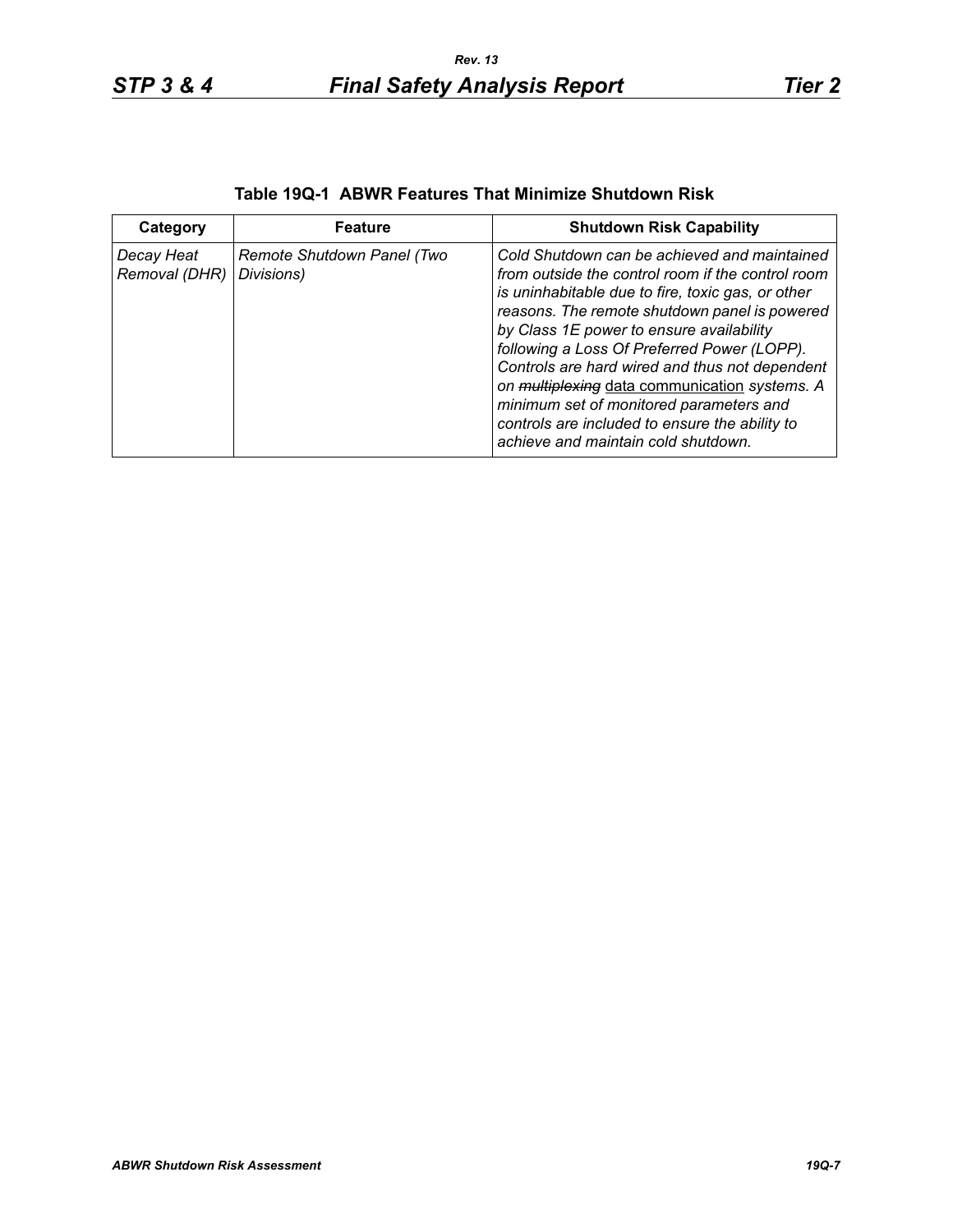**Table 19Q-1 ABWR Features That Minimize Shutdown Risk**

| Category | Feature | Shutdown Risk Capability |
|---|---|---|
| *Decay Heat Removal (DHR)* | *Remote Shutdown Panel (Two Divisions)* | *Cold Shutdown can be achieved and maintained from outside the control room if the control room is uninhabitable due to fire, toxic gas, or other reasons. The remote shutdown panel is powered by Class 1E power to ensure availability following a Loss Of Preferred Power (LOPP). Controls are hard wired and thus not dependent on ~~multiplexing~~* <u>data communication</u> *systems. A minimum set of monitored parameters and controls are included to ensure the ability to achieve and maintain cold shutdown.* |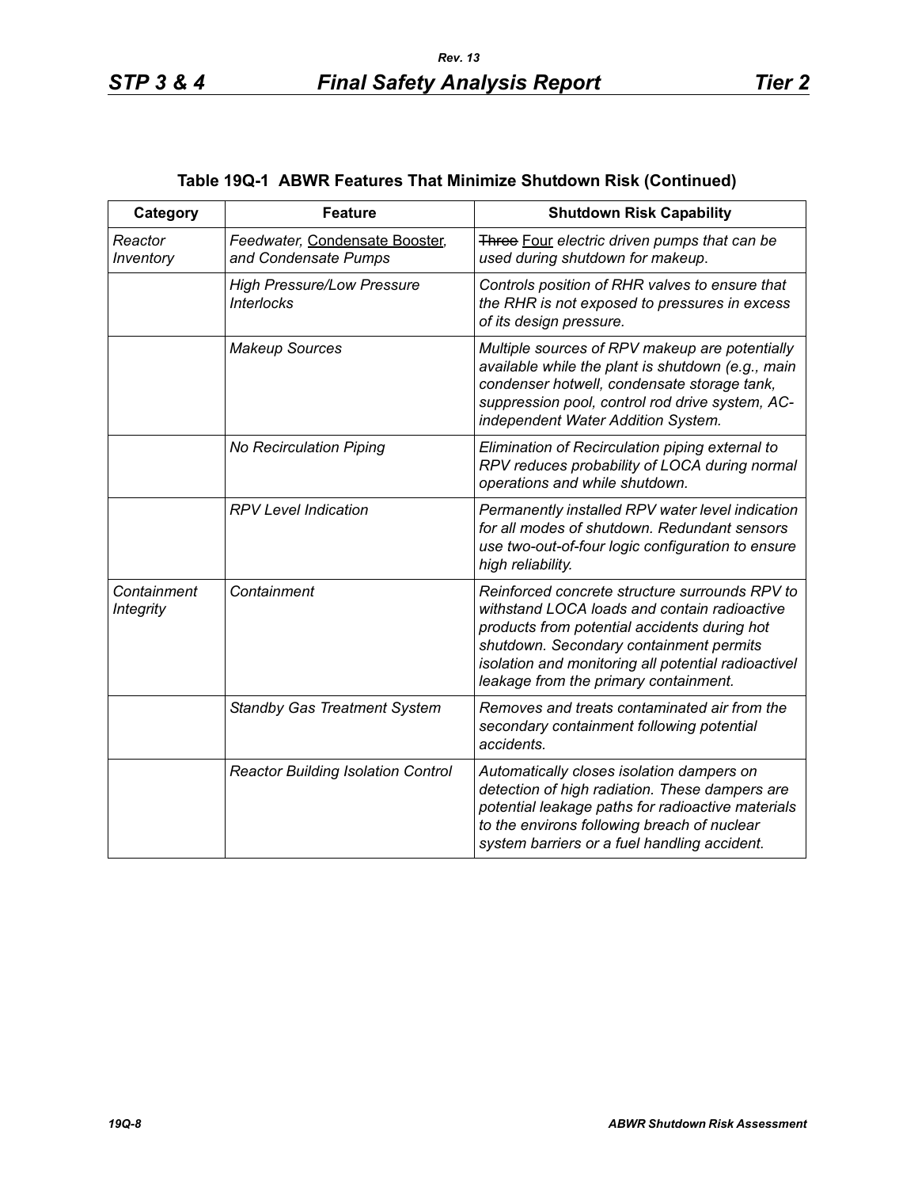## Table 19Q-1 ABWR Features That Minimize Shutdown Risk (Continued)

| Category | Feature | Shutdown Risk Capability |
|---|---|---|
| *Reactor Inventory* | *Feedwater,* Condensate Booster, *and Condensate Pumps* | ~~Three~~ Four *electric driven pumps that can be used during shutdown for makeup.* |
| | *High Pressure/Low Pressure Interlocks* | *Controls position of RHR valves to ensure that the RHR is not exposed to pressures in excess of its design pressure.* |
| | *Makeup Sources* | *Multiple sources of RPV makeup are potentially available while the plant is shutdown (e.g., main condenser hotwell, condensate storage tank, suppression pool, control rod drive system, AC-independent Water Addition System.* |
| | *No Recirculation Piping* | *Elimination of Recirculation piping external to RPV reduces probability of LOCA during normal operations and while shutdown.* |
| | *RPV Level Indication* | *Permanently installed RPV water level indication for all modes of shutdown. Redundant sensors use two-out-of-four logic configuration to ensure high reliability.* |
| *Containment Integrity* | *Containment* | *Reinforced concrete structure surrounds RPV to withstand LOCA loads and contain radioactive products from potential accidents during hot shutdown. Secondary containment permits isolation and monitoring all potential radioactivel leakage from the primary containment.* |
| | *Standby Gas Treatment System* | *Removes and treats contaminated air from the secondary containment following potential accidents.* |
| | *Reactor Building Isolation Control* | *Automatically closes isolation dampers on detection of high radiation. These dampers are potential leakage paths for radioactive materials to the environs following breach of nuclear system barriers or a fuel handling accident.* |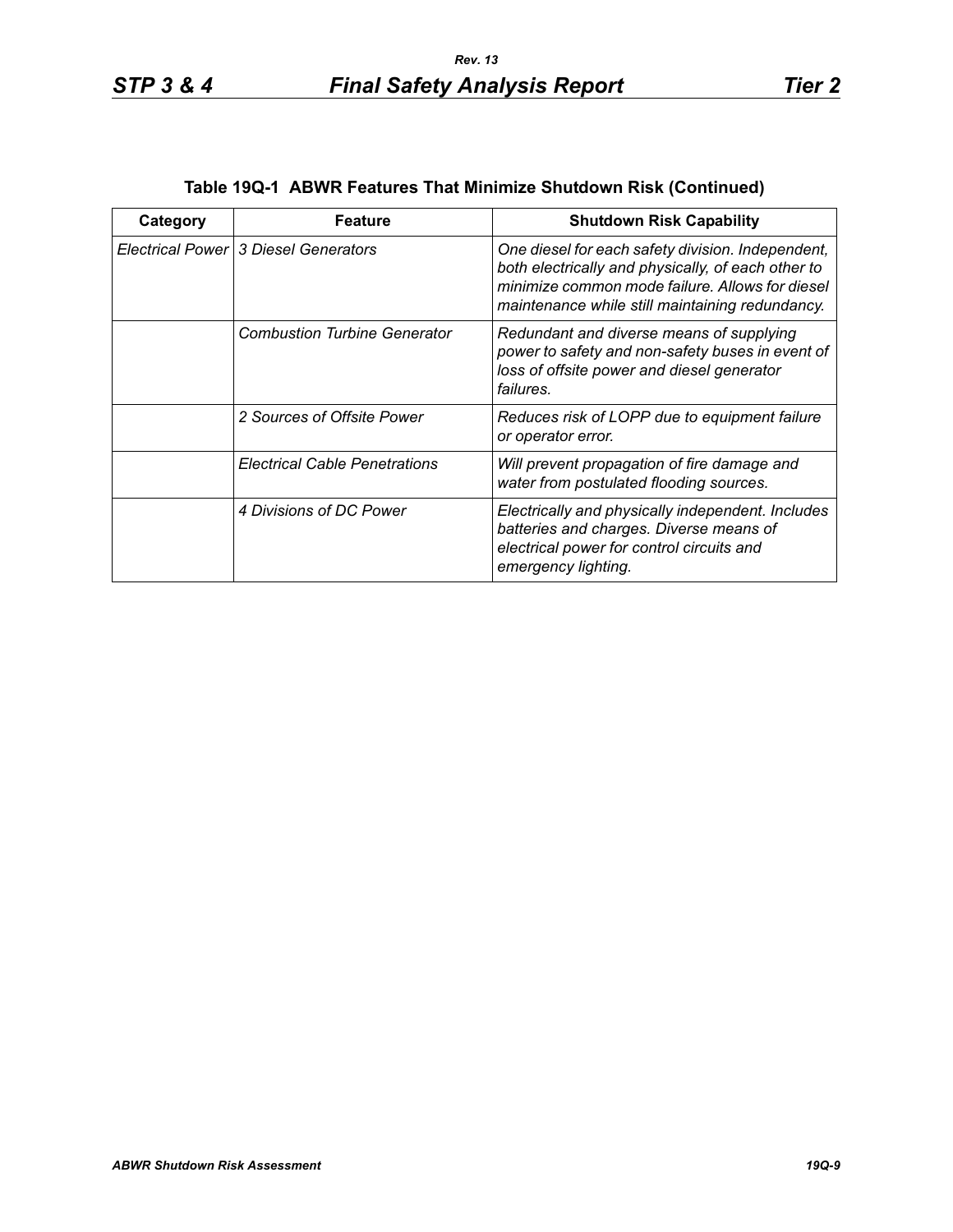**Table 19Q-1 ABWR Features That Minimize Shutdown Risk (Continued)**

| Category | Feature | Shutdown Risk Capability |
|---|---|---|
| *Electrical Power* | *3 Diesel Generators* | *One diesel for each safety division. Independent, both electrically and physically, of each other to minimize common mode failure. Allows for diesel maintenance while still maintaining redundancy.* |
| | *Combustion Turbine Generator* | *Redundant and diverse means of supplying power to safety and non-safety buses in event of loss of offsite power and diesel generator failures.* |
| | *2 Sources of Offsite Power* | *Reduces risk of LOPP due to equipment failure or operator error.* |
| | *Electrical Cable Penetrations* | *Will prevent propagation of fire damage and water from postulated flooding sources.* |
| | *4 Divisions of DC Power* | *Electrically and physically independent. Includes batteries and charges. Diverse means of electrical power for control circuits and emergency lighting.* |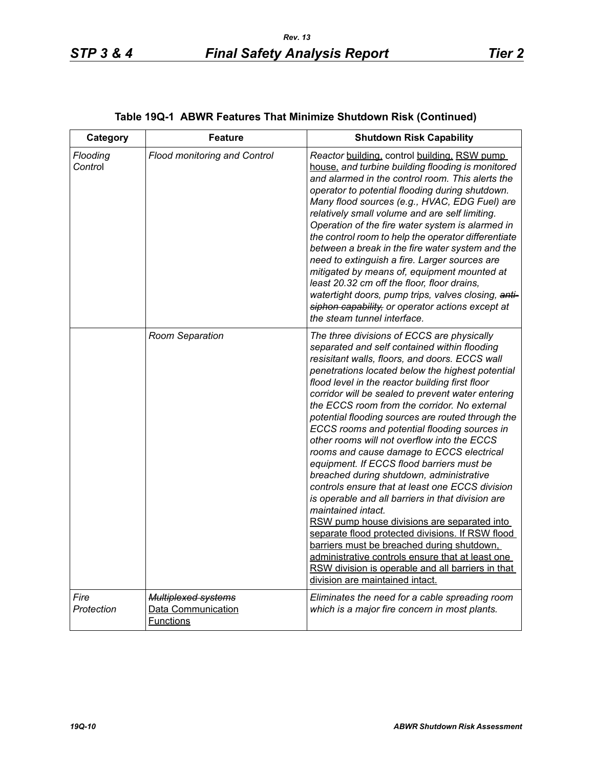**Table 19Q-1 ABWR Features That Minimize Shutdown Risk (Continued)**

| Category | Feature | Shutdown Risk Capability |
|---|---|---|
| *Flooding Control* | *Flood monitoring and Control* | *Reactor* building, control building, RSW pump house, *and turbine building flooding is monitored and alarmed in the control room. This alerts the operator to potential flooding during shutdown. Many flood sources (e.g., HVAC, EDG Fuel) are relatively small volume and are self limiting. Operation of the fire water system is alarmed in the control room to help the operator differentiate between a break in the fire water system and the need to extinguish a fire. Larger sources are mitigated by means of, equipment mounted at least 20.32 cm off the floor, floor drains, watertight doors, pump trips, valves closing, ~~anti-siphon capability,~~ or operator actions except at the steam tunnel interface.* |
| | *Room Separation* | *The three divisions of ECCS are physically separated and self contained within flooding resisitant walls, floors, and doors. ECCS wall penetrations located below the highest potential flood level in the reactor building first floor corridor will be sealed to prevent water entering the ECCS room from the corridor. No external potential flooding sources are routed through the ECCS rooms and potential flooding sources in other rooms will not overflow into the ECCS rooms and cause damage to ECCS electrical equipment. If ECCS flood barriers must be breached during shutdown, administrative controls ensure that at least one ECCS division is operable and all barriers in that division are maintained intact.* RSW pump house divisions are separated into separate flood protected divisions. If RSW flood barriers must be breached during shutdown, administrative controls ensure that at least one RSW division is operable and all barriers in that division are maintained intact. |
| *Fire Protection* | ~~*Multiplexed systems*~~ Data Communication Functions | *Eliminates the need for a cable spreading room which is a major fire concern in most plants.* |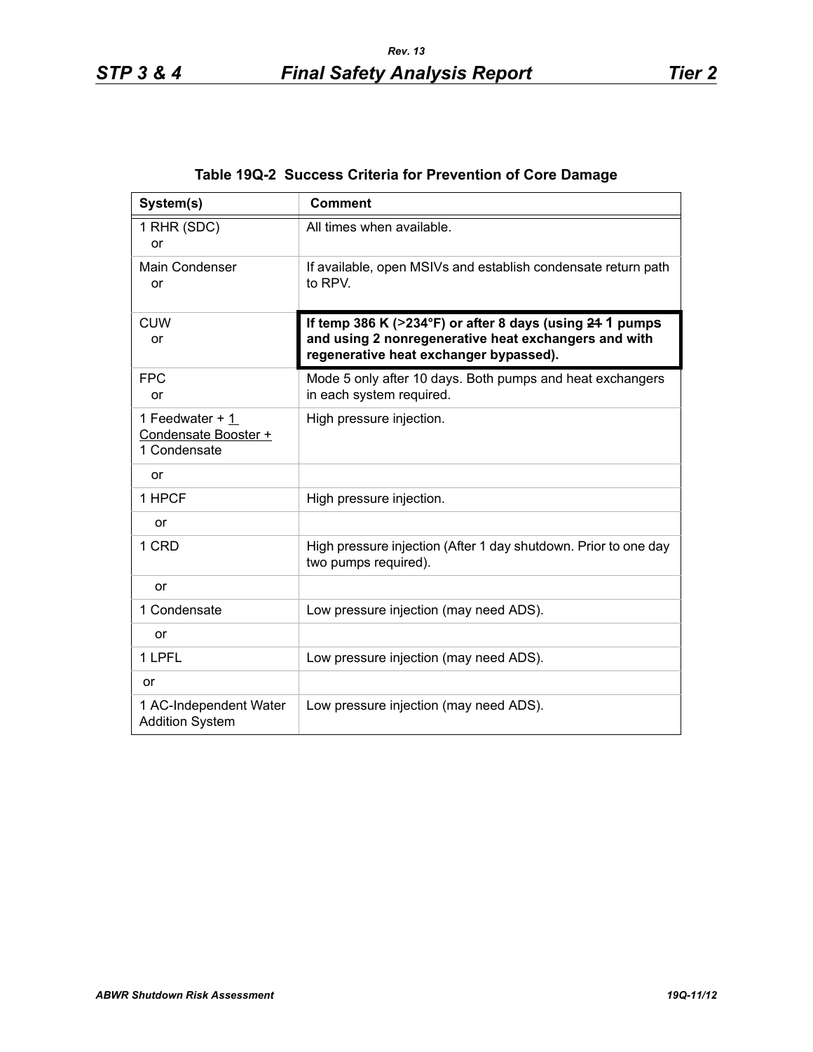**Table 19Q-2 Success Criteria for Prevention of Core Damage**

| System(s) | Comment |
|---|---|
| 1 RHR (SDC)<br>or | All times when available. |
| Main Condenser<br>or | If available, open MSIVs and establish condensate return path to RPV. |
| CUW<br>or | **If temp 386 K (>234°F) or after 8 days (using ~~21~~ 1 pumps and using 2 nonregenerative heat exchangers and with regenerative heat exchanger bypassed).** |
| FPC<br>or | Mode 5 only after 10 days. Both pumps and heat exchangers in each system required. |
| 1 Feedwater + 1 Condensate Booster + 1 Condensate | High pressure injection. |
| or | |
| 1 HPCF | High pressure injection. |
| or | |
| 1 CRD | High pressure injection (After 1 day shutdown. Prior to one day two pumps required). |
| or | |
| 1 Condensate | Low pressure injection (may need ADS). |
| or | |
| 1 LPFL | Low pressure injection (may need ADS). |
| or | |
| 1 AC-Independent Water Addition System | Low pressure injection (may need ADS). |